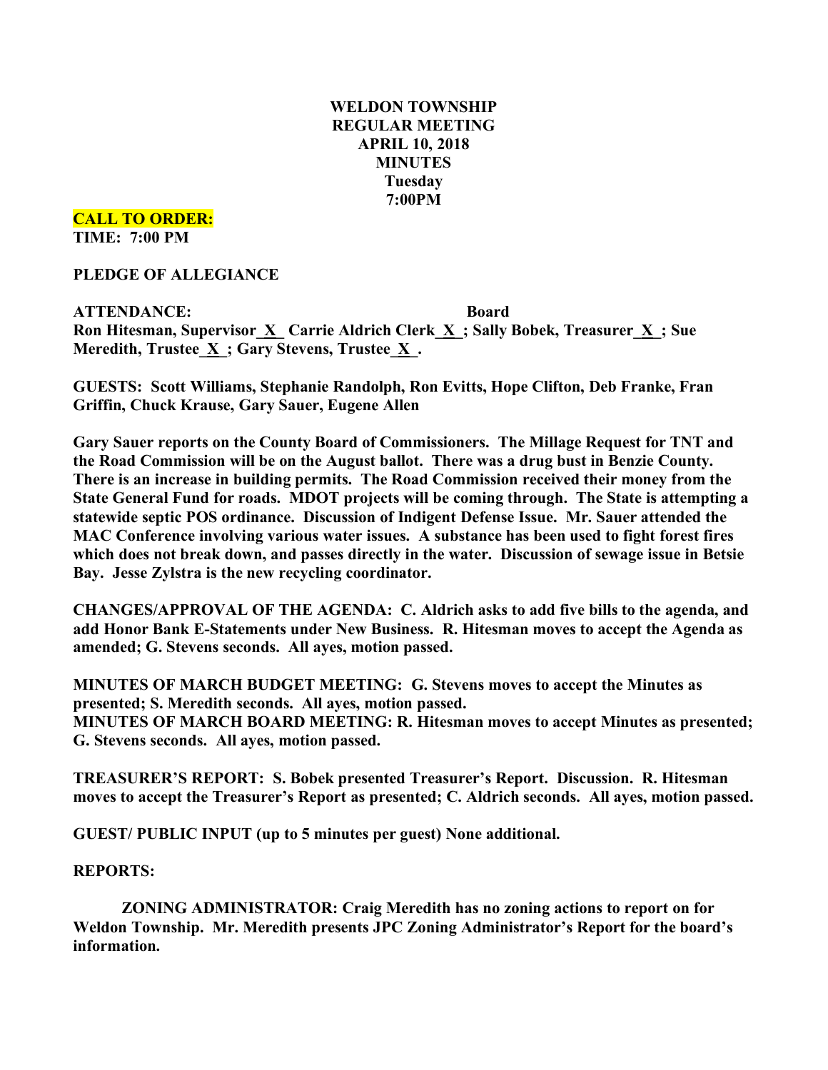# WELDON TOWNSHIP
## REGULAR MEETING
## APRIL 10, 2018
## MINUTES
## Tuesday
## 7:00PM

**CALL TO ORDER:**
**TIME: 7:00 PM**

**PLEDGE OF ALLEGIANCE**

**ATTENDANCE: Board**
**Ron Hitesman, Supervisor_X_ Carrie Aldrich Clerk_X_; Sally Bobek, Treasurer_X_; Sue Meredith, Trustee_X_; Gary Stevens, Trustee_X_.**

**GUESTS: Scott Williams, Stephanie Randolph, Ron Evitts, Hope Clifton, Deb Franke, Fran Griffin, Chuck Krause, Gary Sauer, Eugene Allen**

**Gary Sauer reports on the County Board of Commissioners. The Millage Request for TNT and the Road Commission will be on the August ballot. There was a drug bust in Benzie County. There is an increase in building permits. The Road Commission received their money from the State General Fund for roads. MDOT projects will be coming through. The State is attempting a statewide septic POS ordinance. Discussion of Indigent Defense Issue. Mr. Sauer attended the MAC Conference involving various water issues. A substance has been used to fight forest fires which does not break down, and passes directly in the water. Discussion of sewage issue in Betsie Bay. Jesse Zylstra is the new recycling coordinator.**

**CHANGES/APPROVAL OF THE AGENDA: C. Aldrich asks to add five bills to the agenda, and add Honor Bank E-Statements under New Business. R. Hitesman moves to accept the Agenda as amended; G. Stevens seconds. All ayes, motion passed.**

**MINUTES OF MARCH BUDGET MEETING: G. Stevens moves to accept the Minutes as presented; S. Meredith seconds. All ayes, motion passed.**
**MINUTES OF MARCH BOARD MEETING: R. Hitesman moves to accept Minutes as presented; G. Stevens seconds. All ayes, motion passed.**

**TREASURER'S REPORT: S. Bobek presented Treasurer's Report. Discussion. R. Hitesman moves to accept the Treasurer's Report as presented; C. Aldrich seconds. All ayes, motion passed.**

**GUEST/ PUBLIC INPUT (up to 5 minutes per guest) None additional.**

**REPORTS:**

**ZONING ADMINISTRATOR: Craig Meredith has no zoning actions to report on for Weldon Township. Mr. Meredith presents JPC Zoning Administrator's Report for the board's information.**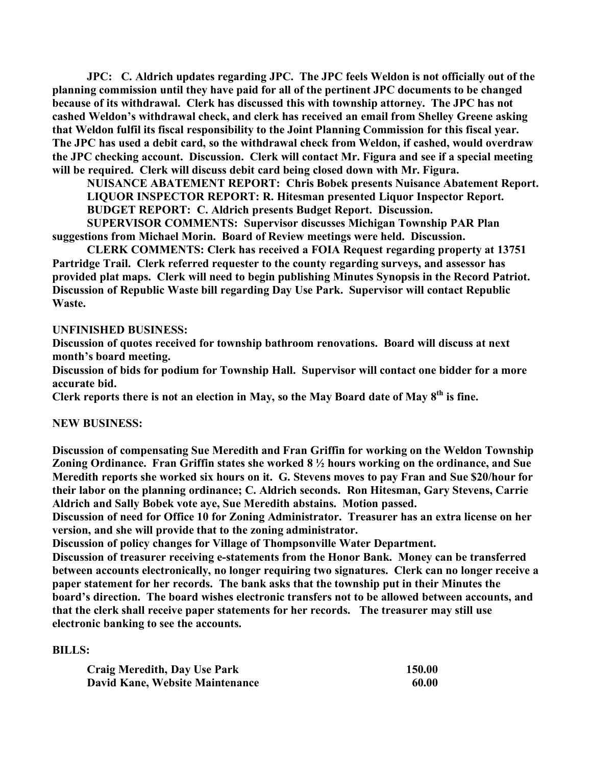**JPC: C. Aldrich updates regarding JPC. The JPC feels Weldon is not officially out of the planning commission until they have paid for all of the pertinent JPC documents to be changed because of its withdrawal. Clerk has discussed this with township attorney. The JPC has not cashed Weldon's withdrawal check, and clerk has received an email from Shelley Greene asking that Weldon fulfil its fiscal responsibility to the Joint Planning Commission for this fiscal year. The JPC has used a debit card, so the withdrawal check from Weldon, if cashed, would overdraw the JPC checking account. Discussion. Clerk will contact Mr. Figura and see if a special meeting will be required. Clerk will discuss debit card being closed down with Mr. Figura.**

**NUISANCE ABATEMENT REPORT: Chris Bobek presents Nuisance Abatement Report.**

**LIQUOR INSPECTOR REPORT: R. Hitesman presented Liquor Inspector Report.**

**BUDGET REPORT: C. Aldrich presents Budget Report. Discussion.**

**SUPERVISOR COMMENTS: Supervisor discusses Michigan Township PAR Plan suggestions from Michael Morin. Board of Review meetings were held. Discussion.**

**CLERK COMMENTS: Clerk has received a FOIA Request regarding property at 13751 Partridge Trail. Clerk referred requester to the county regarding surveys, and assessor has provided plat maps. Clerk will need to begin publishing Minutes Synopsis in the Record Patriot. Discussion of Republic Waste bill regarding Day Use Park. Supervisor will contact Republic Waste.**

**UNFINISHED BUSINESS:**

**Discussion of quotes received for township bathroom renovations. Board will discuss at next month's board meeting.**

**Discussion of bids for podium for Township Hall. Supervisor will contact one bidder for a more accurate bid.**

**Clerk reports there is not an election in May, so the May Board date of May 8th is fine.**

**NEW BUSINESS:**

**Discussion of compensating Sue Meredith and Fran Griffin for working on the Weldon Township Zoning Ordinance. Fran Griffin states she worked 8 ½ hours working on the ordinance, and Sue Meredith reports she worked six hours on it. G. Stevens moves to pay Fran and Sue $20/hour for their labor on the planning ordinance; C. Aldrich seconds. Ron Hitesman, Gary Stevens, Carrie Aldrich and Sally Bobek vote aye, Sue Meredith abstains. Motion passed.**

**Discussion of need for Office 10 for Zoning Administrator. Treasurer has an extra license on her version, and she will provide that to the zoning administrator.**

**Discussion of policy changes for Village of Thompsonville Water Department.**

**Discussion of treasurer receiving e-statements from the Honor Bank. Money can be transferred between accounts electronically, no longer requiring two signatures. Clerk can no longer receive a paper statement for her records. The bank asks that the township put in their Minutes the board's direction. The board wishes electronic transfers not to be allowed between accounts, and that the clerk shall receive paper statements for her records. The treasurer may still use electronic banking to see the accounts.**

**BILLS:**

| | |
|---|---|
| **Craig Meredith, Day Use Park** | **150.00** |
| **David Kane, Website Maintenance** | **60.00** |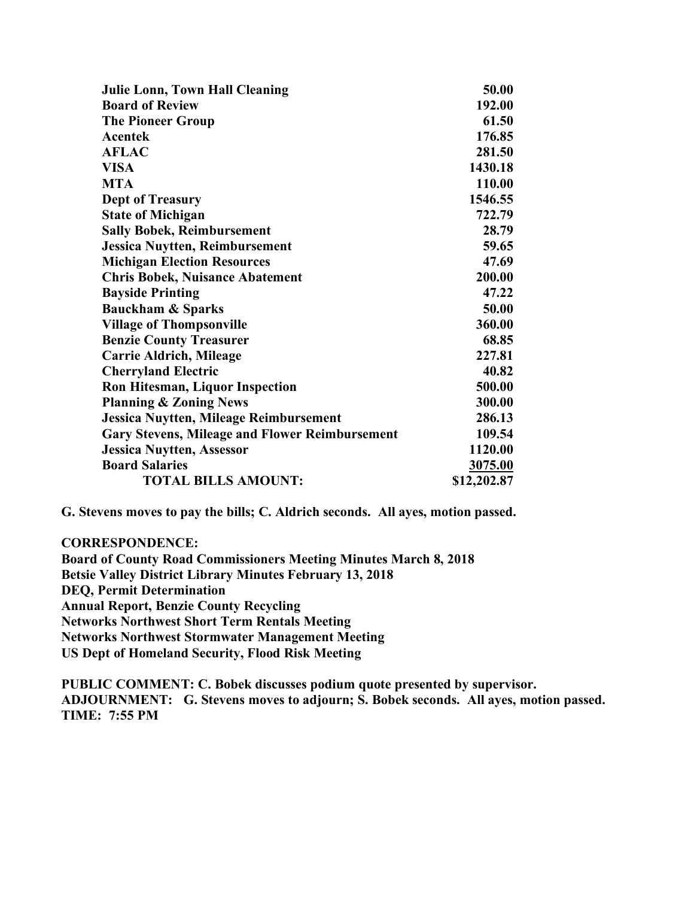| | |
|---|---|
| **Julie Lonn, Town Hall Cleaning** | **50.00** |
| **Board of Review** | **192.00** |
| **The Pioneer Group** | **61.50** |
| **Acentek** | **176.85** |
| **AFLAC** | **281.50** |
| **VISA** | **1430.18** |
| **MTA** | **110.00** |
| **Dept of Treasury** | **1546.55** |
| **State of Michigan** | **722.79** |
| **Sally Bobek, Reimbursement** | **28.79** |
| **Jessica Nuytten, Reimbursement** | **59.65** |
| **Michigan Election Resources** | **47.69** |
| **Chris Bobek, Nuisance Abatement** | **200.00** |
| **Bayside Printing** | **47.22** |
| **Bauckham & Sparks** | **50.00** |
| **Village of Thompsonville** | **360.00** |
| **Benzie County Treasurer** | **68.85** |
| **Carrie Aldrich, Mileage** | **227.81** |
| **Cherryland Electric** | **40.82** |
| **Ron Hitesman, Liquor Inspection** | **500.00** |
| **Planning & Zoning News** | **300.00** |
| **Jessica Nuytten, Mileage Reimbursement** | **286.13** |
| **Gary Stevens, Mileage and Flower Reimbursement** | **109.54** |
| **Jessica Nuytten, Assessor** | **1120.00** |
| **Board Salaries** | **3075.00** |
| **TOTAL BILLS AMOUNT:** | **$12,202.87** |

**G. Stevens moves to pay the bills; C. Aldrich seconds. All ayes, motion passed.**

**CORRESPONDENCE:**
**Board of County Road Commissioners Meeting Minutes March 8, 2018**
**Betsie Valley District Library Minutes February 13, 2018**
**DEQ, Permit Determination**
**Annual Report, Benzie County Recycling**
**Networks Northwest Short Term Rentals Meeting**
**Networks Northwest Stormwater Management Meeting**
**US Dept of Homeland Security, Flood Risk Meeting**

**PUBLIC COMMENT: C. Bobek discusses podium quote presented by supervisor.**
**ADJOURNMENT: G. Stevens moves to adjourn; S. Bobek seconds. All ayes, motion passed.**
**TIME: 7:55 PM**